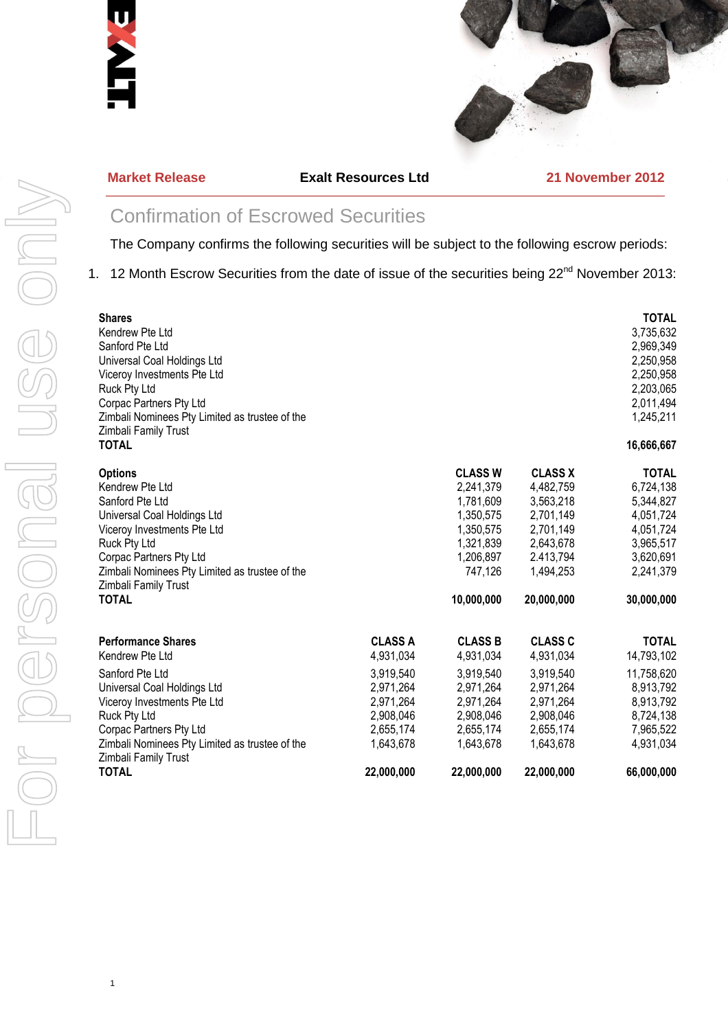**Market Release** **Exalt Resources Ltd** **21 November 2012**

## Confirmation of Escrowed Securities

The Company confirms the following securities will be subject to the following escrow periods:

1. 12 Month Escrow Securities from the date of issue of the securities being 22nd November 2013:

| **Shares** | **TOTAL** |
|---|---|
| Kendrew Pte Ltd | 3,735,632 |
| Sanford Pte Ltd | 2,969,349 |
| Universal Coal Holdings Ltd | 2,250,958 |
| Viceroy Investments Pte Ltd | 2,250,958 |
| Ruck Pty Ltd | 2,203,065 |
| Corpac Partners Pty Ltd | 2,011,494 |
| Zimbali Nominees Pty Limited as trustee of the Zimbali Family Trust | 1,245,211 |
| **TOTAL** | **16,666,667** |

| **Options** | **CLASS W** | **CLASS X** | **TOTAL** |
|---|---|---|---|
| Kendrew Pte Ltd | 2,241,379 | 4,482,759 | 6,724,138 |
| Sanford Pte Ltd | 1,781,609 | 3,563,218 | 5,344,827 |
| Universal Coal Holdings Ltd | 1,350,575 | 2,701,149 | 4,051,724 |
| Viceroy Investments Pte Ltd | 1,350,575 | 2,701,149 | 4,051,724 |
| Ruck Pty Ltd | 1,321,839 | 2,643,678 | 3,965,517 |
| Corpac Partners Pty Ltd | 1,206,897 | 2.413,794 | 3,620,691 |
| Zimbali Nominees Pty Limited as trustee of the Zimbali Family Trust | 747,126 | 1,494,253 | 2,241,379 |
| **TOTAL** | **10,000,000** | **20,000,000** | **30,000,000** |

| **Performance Shares** | **CLASS A** | **CLASS B** | **CLASS C** | **TOTAL** |
|---|---|---|---|---|
| Kendrew Pte Ltd | 4,931,034 | 4,931,034 | 4,931,034 | 14,793,102 |
| Sanford Pte Ltd | 3,919,540 | 3,919,540 | 3,919,540 | 11,758,620 |
| Universal Coal Holdings Ltd | 2,971,264 | 2,971,264 | 2,971,264 | 8,913,792 |
| Viceroy Investments Pte Ltd | 2,971,264 | 2,971,264 | 2,971,264 | 8,913,792 |
| Ruck Pty Ltd | 2,908,046 | 2,908,046 | 2,908,046 | 8,724,138 |
| Corpac Partners Pty Ltd | 2,655,174 | 2,655,174 | 2,655,174 | 7,965,522 |
| Zimbali Nominees Pty Limited as trustee of the Zimbali Family Trust | 1,643,678 | 1,643,678 | 1,643,678 | 4,931,034 |
| **TOTAL** | **22,000,000** | **22,000,000** | **22,000,000** | **66,000,000** |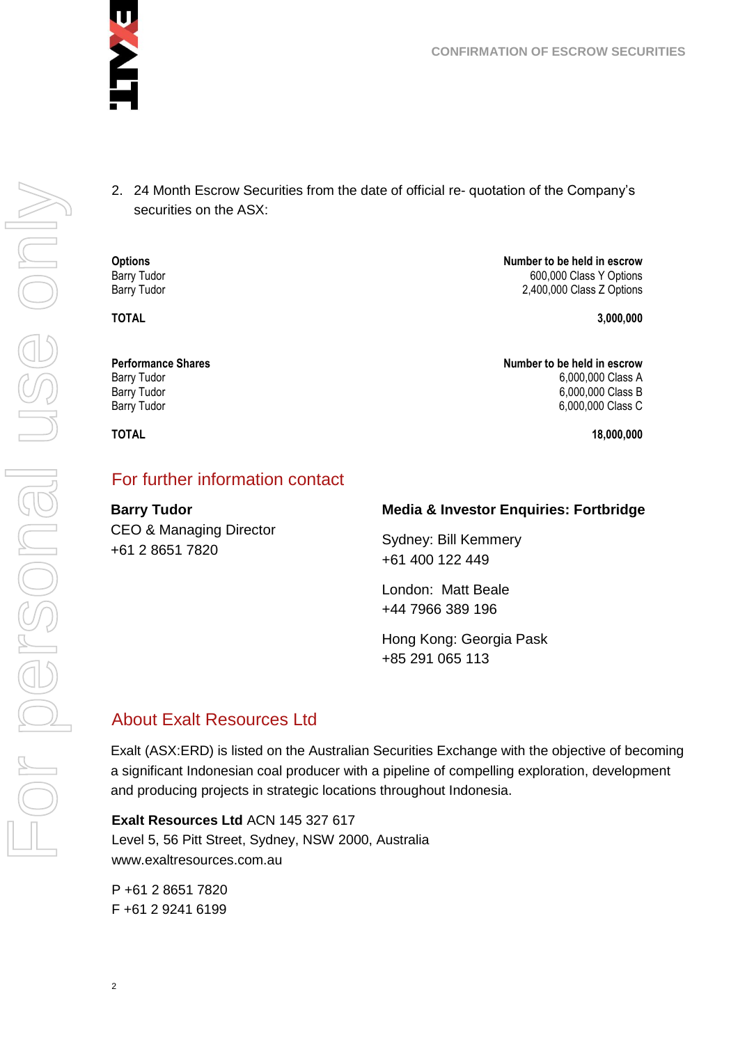2. 24 Month Escrow Securities from the date of official re- quotation of the Company's securities on the ASX:

| Options | Number to be held in escrow |
|---|---|
| Barry Tudor | 600,000 Class Y Options |
| Barry Tudor | 2,400,000 Class Z Options |
| **TOTAL** | **3,000,000** |

| Performance Shares | Number to be held in escrow |
|---|---|
| Barry Tudor | 6,000,000 Class A |
| Barry Tudor | 6,000,000 Class B |
| Barry Tudor | 6,000,000 Class C |
| **TOTAL** | **18,000,000** |

## For further information contact

**Barry Tudor**
CEO & Managing Director
+61 2 8651 7820

**Media & Investor Enquiries: Fortbridge**

Sydney: Bill Kemmery
+61 400 122 449

London: Matt Beale
+44 7966 389 196

Hong Kong: Georgia Pask
+85 291 065 113

## About Exalt Resources Ltd

Exalt (ASX:ERD) is listed on the Australian Securities Exchange with the objective of becoming a significant Indonesian coal producer with a pipeline of compelling exploration, development and producing projects in strategic locations throughout Indonesia.

**Exalt Resources Ltd** ACN 145 327 617
Level 5, 56 Pitt Street, Sydney, NSW 2000, Australia
www.exaltresources.com.au

P +61 2 8651 7820
F +61 2 9241 6199